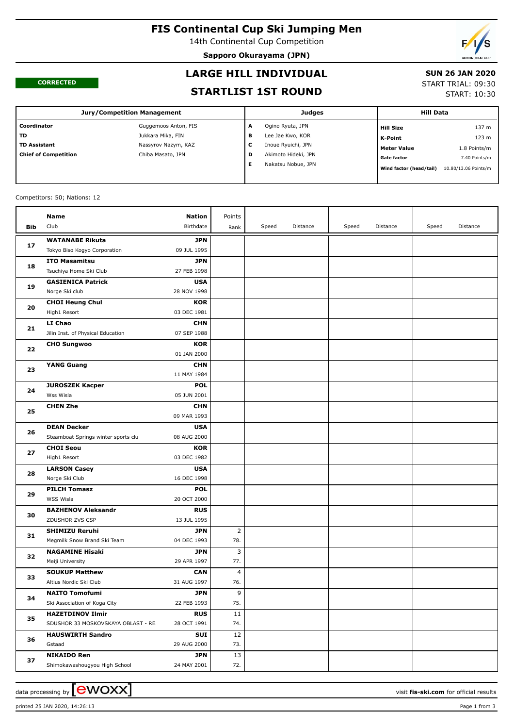# FIS Continental Cup Ski Jumping Men

14th Continental Cup Competition

**Sapporo Okurayama (JPN)**

**CORRECTED**

## LARGE HILL INDIVIDUAL

## STARTLIST 1ST ROUND

**SUN 26 JAN 2020**

START TRIAL: 09:30

START: 10:30

| Jury/Competition Management | | Judges | | Hill Data | |
|---|---|---|---|---|---|
| **Coordinator** | Guggemoos Anton, FIS | **A** | Ogino Ryuta, JPN | **Hill Size** | 137 m |
| **TD** | Jukkara Mika, FIN | **B** | Lee Jae Kwo, KOR | **K-Point** | 123 m |
| **TD Assistant** | Nassyrov Nazym, KAZ | **C** | Inoue Ryuichi, JPN | **Meter Value** | 1.8 Points/m |
| **Chief of Competition** | Chiba Masato, JPN | **D** | Akimoto Hideki, JPN | **Gate factor** | 7.40 Points/m |
| | | **E** | Nakatsu Nobue, JPN | **Wind factor (head/tail)** | 10.80/13.06 Points/m |

Competitors: 50; Nations: 12

| Bib | Name / Club | Nation / Birthdate | Points / Rank | Speed | Distance | Speed | Distance | Speed | Distance |
|---|---|---|---|---|---|---|---|---|---|
| 17 | **WATANABE Rikuta**<br>Tokyo Biso Kogyo Corporation | **JPN**<br>09 JUL 1995 | | | | | | | |
| 18 | **ITO Masamitsu**<br>Tsuchiya Home Ski Club | **JPN**<br>27 FEB 1998 | | | | | | | |
| 19 | **GASIENICA Patrick**<br>Norge Ski club | **USA**<br>28 NOV 1998 | | | | | | | |
| 20 | **CHOI Heung Chul**<br>High1 Resort | **KOR**<br>03 DEC 1981 | | | | | | | |
| 21 | **LI Chao**<br>Jilin Inst. of Physical Education | **CHN**<br>07 SEP 1988 | | | | | | | |
| 22 | **CHO Sungwoo** | **KOR**<br>01 JAN 2000 | | | | | | | |
| 23 | **YANG Guang** | **CHN**<br>11 MAY 1984 | | | | | | | |
| 24 | **JUROSZEK Kacper**<br>Wss Wisla | **POL**<br>05 JUN 2001 | | | | | | | |
| 25 | **CHEN Zhe** | **CHN**<br>09 MAR 1993 | | | | | | | |
| 26 | **DEAN Decker**<br>Steamboat Springs winter sports clu | **USA**<br>08 AUG 2000 | | | | | | | |
| 27 | **CHOI Seou**<br>High1 Resort | **KOR**<br>03 DEC 1982 | | | | | | | |
| 28 | **LARSON Casey**<br>Norge Ski Club | **USA**<br>16 DEC 1998 | | | | | | | |
| 29 | **PILCH Tomasz**<br>WSS Wisla | **POL**<br>20 OCT 2000 | | | | | | | |
| 30 | **BAZHENOV Aleksandr**<br>ZDUSHOR ZVS CSP | **RUS**<br>13 JUL 1995 | | | | | | | |
| 31 | **SHIMIZU Reruhi**<br>Megmilk Snow Brand Ski Team | **JPN**<br>04 DEC 1993 | 2<br>78. | | | | | | |
| 32 | **NAGAMINE Hisaki**<br>Meiji University | **JPN**<br>29 APR 1997 | 3<br>77. | | | | | | |
| 33 | **SOUKUP Matthew**<br>Altius Nordic Ski Club | **CAN**<br>31 AUG 1997 | 4<br>76. | | | | | | |
| 34 | **NAITO Tomofumi**<br>Ski Association of Koga City | **JPN**<br>22 FEB 1993 | 9<br>75. | | | | | | |
| 35 | **HAZETDINOV Ilmir**<br>SDUSHOR 33 MOSKOVSKAYA OBLAST - RE | **RUS**<br>28 OCT 1991 | 11<br>74. | | | | | | |
| 36 | **HAUSWIRTH Sandro**<br>Gstaad | **SUI**<br>29 AUG 2000 | 12<br>73. | | | | | | |
| 37 | **NIKAIDO Ren**<br>Shimokawashougyou High School | **JPN**<br>24 MAY 2001 | 13<br>72. | | | | | | |

data processing by ewoxx — visit fis-ski.com for official results

printed 25 JAN 2020, 14:26:13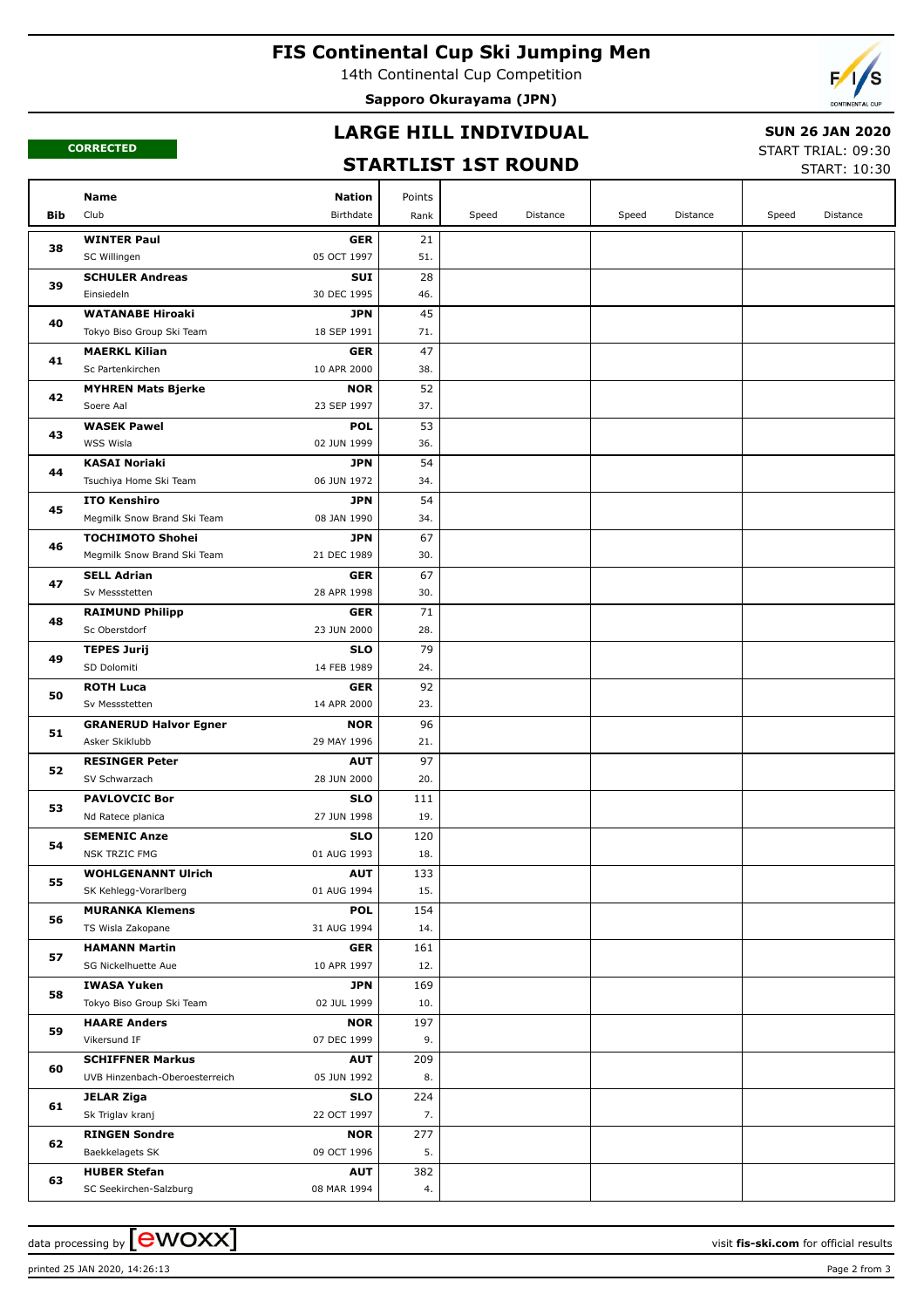# FIS Continental Cup Ski Jumping Men

14th Continental Cup Competition

**Sapporo Okurayama (JPN)**

**CORRECTED**

## LARGE HILL INDIVIDUAL

## STARTLIST 1ST ROUND

**SUN 26 JAN 2020**

START TRIAL: 09:30

START: 10:30

| Bib | Name / Club | Nation / Birthdate | Points / Rank | Speed | Distance | Speed | Distance | Speed | Distance |
|---|---|---|---|---|---|---|---|---|---|
| 38 | **WINTER Paul**<br>SC Willingen | **GER**<br>05 OCT 1997 | 21<br>51. | | | | | | |
| 39 | **SCHULER Andreas**<br>Einsiedeln | **SUI**<br>30 DEC 1995 | 28<br>46. | | | | | | |
| 40 | **WATANABE Hiroaki**<br>Tokyo Biso Group Ski Team | **JPN**<br>18 SEP 1991 | 45<br>71. | | | | | | |
| 41 | **MAERKL Kilian**<br>Sc Partenkirchen | **GER**<br>10 APR 2000 | 47<br>38. | | | | | | |
| 42 | **MYHREN Mats Bjerke**<br>Soere Aal | **NOR**<br>23 SEP 1997 | 52<br>37. | | | | | | |
| 43 | **WASEK Pawel**<br>WSS Wisla | **POL**<br>02 JUN 1999 | 53<br>36. | | | | | | |
| 44 | **KASAI Noriaki**<br>Tsuchiya Home Ski Team | **JPN**<br>06 JUN 1972 | 54<br>34. | | | | | | |
| 45 | **ITO Kenshiro**<br>Megmilk Snow Brand Ski Team | **JPN**<br>08 JAN 1990 | 54<br>34. | | | | | | |
| 46 | **TOCHIMOTO Shohei**<br>Megmilk Snow Brand Ski Team | **JPN**<br>21 DEC 1989 | 67<br>30. | | | | | | |
| 47 | **SELL Adrian**<br>Sv Messstetten | **GER**<br>28 APR 1998 | 67<br>30. | | | | | | |
| 48 | **RAIMUND Philipp**<br>Sc Oberstdorf | **GER**<br>23 JUN 2000 | 71<br>28. | | | | | | |
| 49 | **TEPES Jurij**<br>SD Dolomiti | **SLO**<br>14 FEB 1989 | 79<br>24. | | | | | | |
| 50 | **ROTH Luca**<br>Sv Messstetten | **GER**<br>14 APR 2000 | 92<br>23. | | | | | | |
| 51 | **GRANERUD Halvor Egner**<br>Asker Skiklubb | **NOR**<br>29 MAY 1996 | 96<br>21. | | | | | | |
| 52 | **RESINGER Peter**<br>SV Schwarzach | **AUT**<br>28 JUN 2000 | 97<br>20. | | | | | | |
| 53 | **PAVLOVCIC Bor**<br>Nd Ratece planica | **SLO**<br>27 JUN 1998 | 111<br>19. | | | | | | |
| 54 | **SEMENIC Anze**<br>NSK TRZIC FMG | **SLO**<br>01 AUG 1993 | 120<br>18. | | | | | | |
| 55 | **WOHLGENANNT Ulrich**<br>SK Kehlegg-Vorarlberg | **AUT**<br>01 AUG 1994 | 133<br>15. | | | | | | |
| 56 | **MURANKA Klemens**<br>TS Wisla Zakopane | **POL**<br>31 AUG 1994 | 154<br>14. | | | | | | |
| 57 | **HAMANN Martin**<br>SG Nickelhuette Aue | **GER**<br>10 APR 1997 | 161<br>12. | | | | | | |
| 58 | **IWASA Yuken**<br>Tokyo Biso Group Ski Team | **JPN**<br>02 JUL 1999 | 169<br>10. | | | | | | |
| 59 | **HAARE Anders**<br>Vikersund IF | **NOR**<br>07 DEC 1999 | 197<br>9. | | | | | | |
| 60 | **SCHIFFNER Markus**<br>UVB Hinzenbach-Oberoesterreich | **AUT**<br>05 JUN 1992 | 209<br>8. | | | | | | |
| 61 | **JELAR Ziga**<br>Sk Triglav kranj | **SLO**<br>22 OCT 1997 | 224<br>7. | | | | | | |
| 62 | **RINGEN Sondre**<br>Baekkelagets SK | **NOR**<br>09 OCT 1996 | 277<br>5. | | | | | | |
| 63 | **HUBER Stefan**<br>SC Seekirchen-Salzburg | **AUT**<br>08 MAR 1994 | 382<br>4. | | | | | | |

data processing by ewoxx — visit **fis-ski.com** for official results

printed 25 JAN 2020, 14:26:13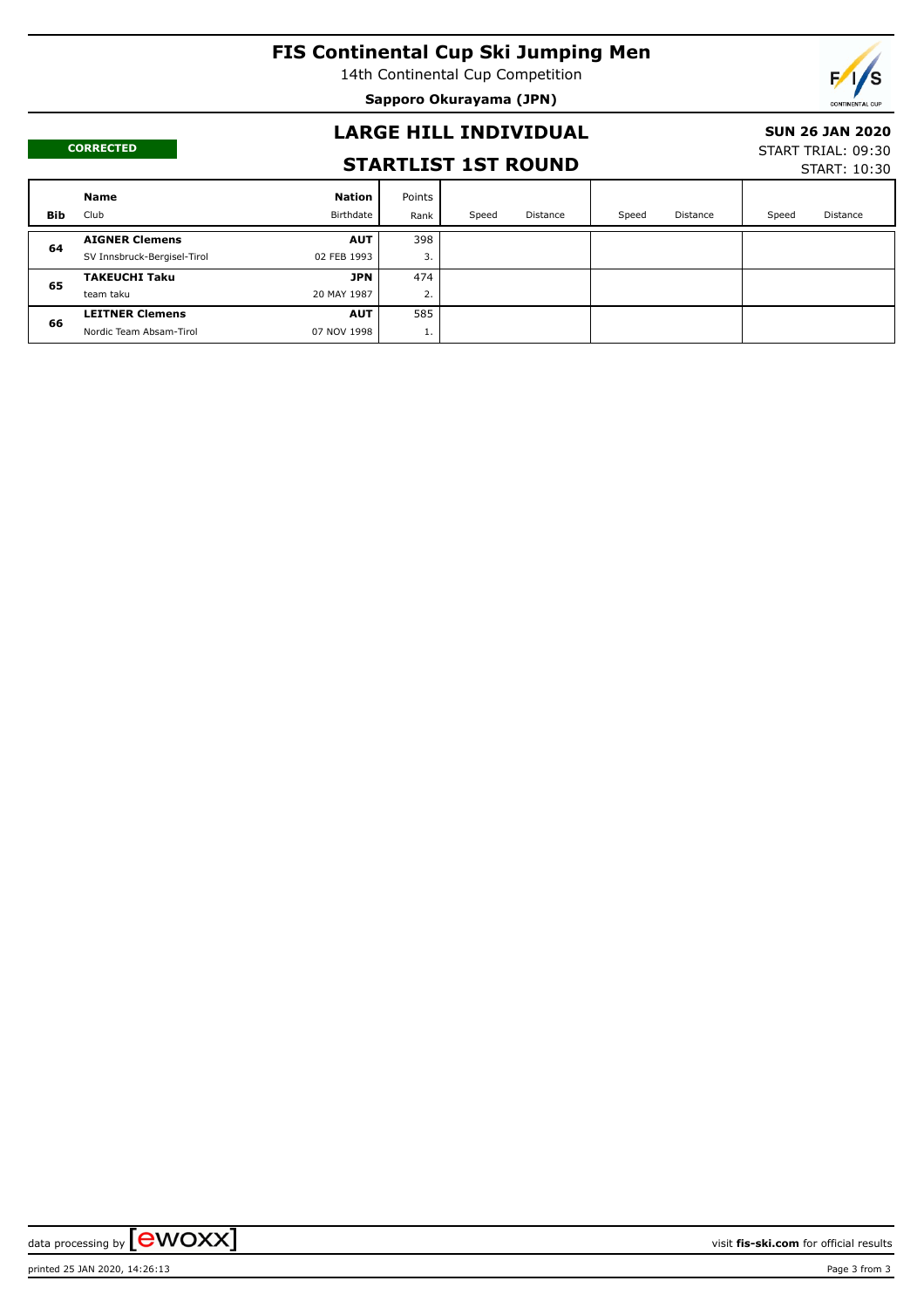# FIS Continental Cup Ski Jumping Men

14th Continental Cup Competition

**Sapporo Okurayama (JPN)**

CORRECTED

## LARGE HILL INDIVIDUAL

## STARTLIST 1ST ROUND

**SUN 26 JAN 2020**

START TRIAL: 09:30

START: 10:30

| Bib | Name / Club | Nation / Birthdate | Points / Rank | Speed | Distance | Speed | Distance | Speed | Distance |
|---|---|---|---|---|---|---|---|---|---|
| 64 | **AIGNER Clemens** SV Innsbruck-Bergisel-Tirol | **AUT** 02 FEB 1993 | 398 3. | | | | | | |
| 65 | **TAKEUCHI Taku** team taku | **JPN** 20 MAY 1987 | 474 2. | | | | | | |
| 66 | **LEITNER Clemens** Nordic Team Absam-Tirol | **AUT** 07 NOV 1998 | 585 1. | | | | | | |

data processing by [ewoxx]

visit **fis-ski.com** for official results

printed 25 JAN 2020, 14:26:13